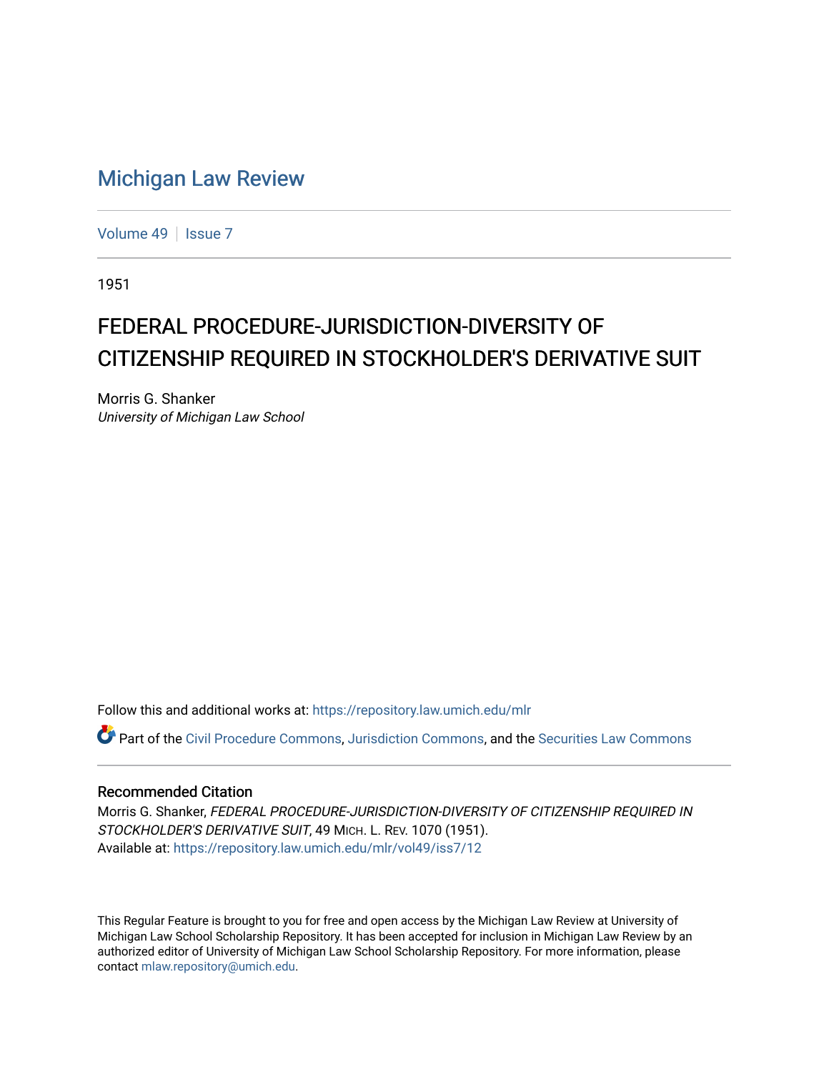# Michigan Law Review

Volume 49 | Issue 7

1951

## FEDERAL PROCEDURE-JURISDICTION-DIVERSITY OF CITIZENSHIP REQUIRED IN STOCKHOLDER'S DERIVATIVE SUIT

Morris G. Shanker
*University of Michigan Law School*

Follow this and additional works at: https://repository.law.umich.edu/mlr

Part of the Civil Procedure Commons, Jurisdiction Commons, and the Securities Law Commons

### Recommended Citation

Morris G. Shanker, *FEDERAL PROCEDURE-JURISDICTION-DIVERSITY OF CITIZENSHIP REQUIRED IN STOCKHOLDER'S DERIVATIVE SUIT*, 49 MICH. L. REV. 1070 (1951).
Available at: https://repository.law.umich.edu/mlr/vol49/iss7/12

This Regular Feature is brought to you for free and open access by the Michigan Law Review at University of Michigan Law School Scholarship Repository. It has been accepted for inclusion in Michigan Law Review by an authorized editor of University of Michigan Law School Scholarship Repository. For more information, please contact mlaw.repository@umich.edu.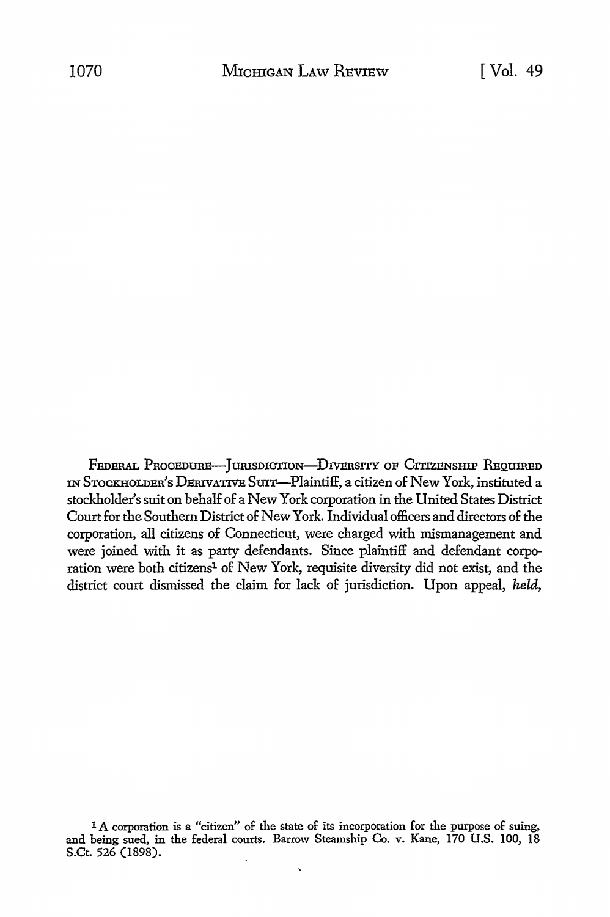FEDERAL PROCEDURE—JURISDICTION—DIVERSITY OF CITIZENSHIP REQUIRED IN STOCKHOLDER'S DERIVATIVE SUIT—Plaintiff, a citizen of New York, instituted a stockholder's suit on behalf of a New York corporation in the United States District Court for the Southern District of New York. Individual officers and directors of the corporation, all citizens of Connecticut, were charged with mismanagement and were joined with it as party defendants. Since plaintiff and defendant corporation were both citizens[1] of New York, requisite diversity did not exist, and the district court dismissed the claim for lack of jurisdiction. Upon appeal, *held,*

[1] A corporation is a "citizen" of the state of its incorporation for the purpose of suing, and being sued, in the federal courts. Barrow Steamship Co. v. Kane, 170 U.S. 100, 18 S.Ct. 526 (1898).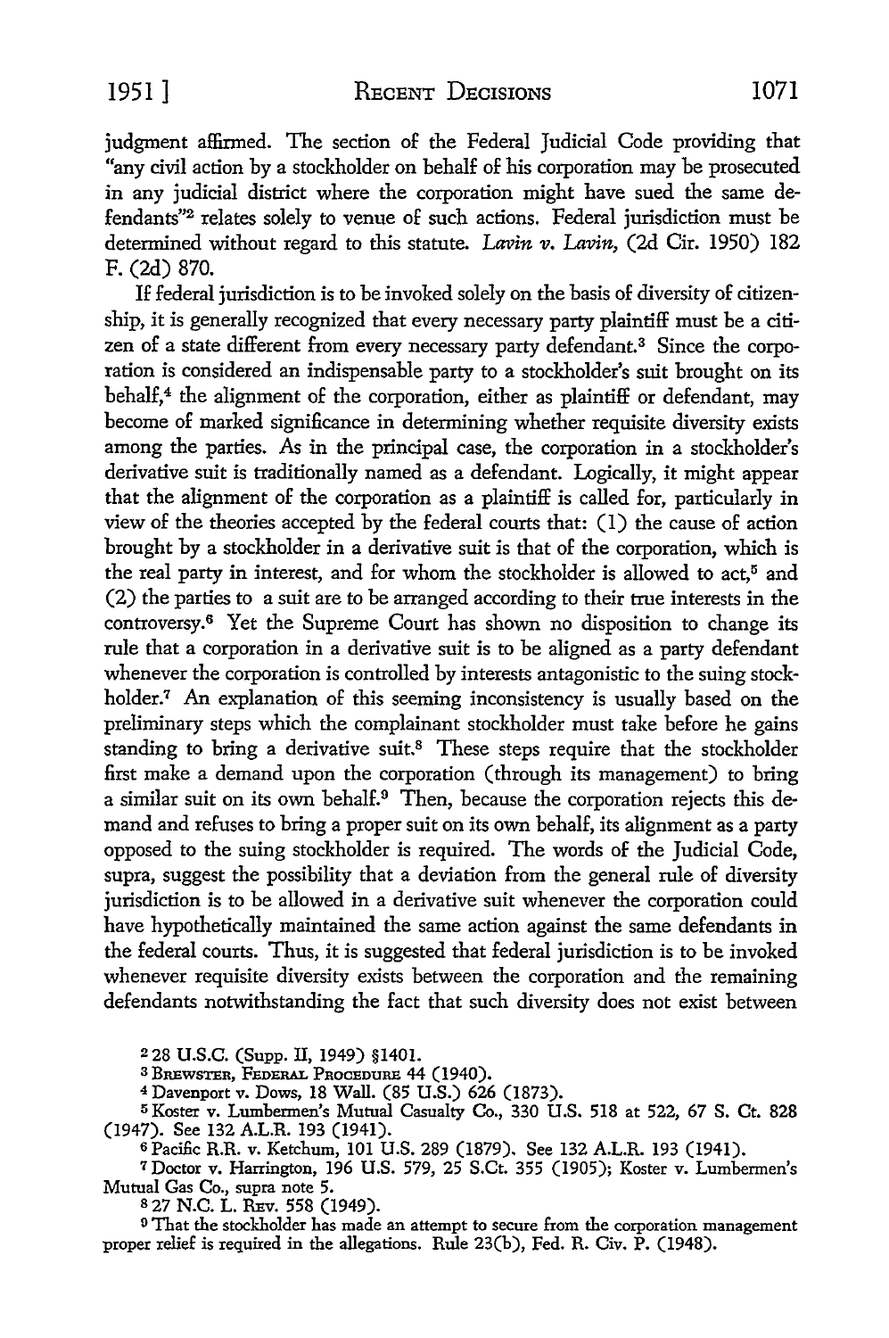judgment affirmed. The section of the Federal Judicial Code providing that "any civil action by a stockholder on behalf of his corporation may be prosecuted in any judicial district where the corporation might have sued the same defendants"[2] relates solely to venue of such actions. Federal jurisdiction must be determined without regard to this statute. *Lavin v. Lavin*, (2d Cir. 1950) 182 F. (2d) 870.

If federal jurisdiction is to be invoked solely on the basis of diversity of citizenship, it is generally recognized that every necessary party plaintiff must be a citizen of a state different from every necessary party defendant.[3] Since the corporation is considered an indispensable party to a stockholder's suit brought on its behalf,[4] the alignment of the corporation, either as plaintiff or defendant, may become of marked significance in determining whether requisite diversity exists among the parties. As in the principal case, the corporation in a stockholder's derivative suit is traditionally named as a defendant. Logically, it might appear that the alignment of the corporation as a plaintiff is called for, particularly in view of the theories accepted by the federal courts that: (1) the cause of action brought by a stockholder in a derivative suit is that of the corporation, which is the real party in interest, and for whom the stockholder is allowed to act,[5] and (2) the parties to a suit are to be arranged according to their true interests in the controversy.[6] Yet the Supreme Court has shown no disposition to change its rule that a corporation in a derivative suit is to be aligned as a party defendant whenever the corporation is controlled by interests antagonistic to the suing stockholder.[7] An explanation of this seeming inconsistency is usually based on the preliminary steps which the complainant stockholder must take before he gains standing to bring a derivative suit.[8] These steps require that the stockholder first make a demand upon the corporation (through its management) to bring a similar suit on its own behalf.[9] Then, because the corporation rejects this demand and refuses to bring a proper suit on its own behalf, its alignment as a party opposed to the suing stockholder is required. The words of the Judicial Code, supra, suggest the possibility that a deviation from the general rule of diversity jurisdiction is to be allowed in a derivative suit whenever the corporation could have hypothetically maintained the same action against the same defendants in the federal courts. Thus, it is suggested that federal jurisdiction is to be invoked whenever requisite diversity exists between the corporation and the remaining defendants notwithstanding the fact that such diversity does not exist between

[2] 28 U.S.C. (Supp. II, 1949) §1401.

[3] BREWSTER, FEDERAL PROCEDURE 44 (1940).

[4] Davenport v. Dows, 18 Wall. (85 U.S.) 626 (1873).

[5] Koster v. Lumbermen's Mutual Casualty Co., 330 U.S. 518 at 522, 67 S. Ct. 828 (1947). See 132 A.L.R. 193 (1941).

[6] Pacific R.R. v. Ketchum, 101 U.S. 289 (1879). See 132 A.L.R. 193 (1941).

[7] Doctor v. Harrington, 196 U.S. 579, 25 S.Ct. 355 (1905); Koster v. Lumbermen's Mutual Gas Co., supra note 5.

[8] 27 N.C. L. REV. 558 (1949).

[9] That the stockholder has made an attempt to secure from the corporation management proper relief is required in the allegations. Rule 23(b), Fed. R. Civ. P. (1948).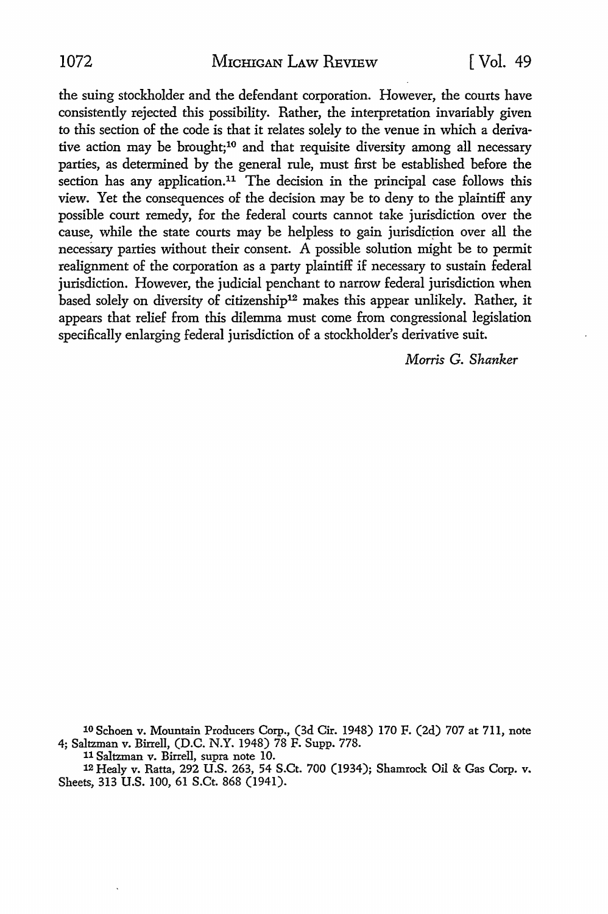the suing stockholder and the defendant corporation. However, the courts have consistently rejected this possibility. Rather, the interpretation invariably given to this section of the code is that it relates solely to the venue in which a derivative action may be brought;[10] and that requisite diversity among all necessary parties, as determined by the general rule, must first be established before the section has any application.[11] The decision in the principal case follows this view. Yet the consequences of the decision may be to deny to the plaintiff any possible court remedy, for the federal courts cannot take jurisdiction over the cause, while the state courts may be helpless to gain jurisdiction over all the necessary parties without their consent. A possible solution might be to permit realignment of the corporation as a party plaintiff if necessary to sustain federal jurisdiction. However, the judicial penchant to narrow federal jurisdiction when based solely on diversity of citizenship[12] makes this appear unlikely. Rather, it appears that relief from this dilemma must come from congressional legislation specifically enlarging federal jurisdiction of a stockholder's derivative suit.

*Morris G. Shanker*

---

[10] Schoen v. Mountain Producers Corp., (3d Cir. 1948) 170 F. (2d) 707 at 711, note 4; Saltzman v. Birrell, (D.C. N.Y. 1948) 78 F. Supp. 778.

[11] Saltzman v. Birrell, supra note 10.

[12] Healy v. Ratta, 292 U.S. 263, 54 S.Ct. 700 (1934); Shamrock Oil & Gas Corp. v. Sheets, 313 U.S. 100, 61 S.Ct. 868 (1941).